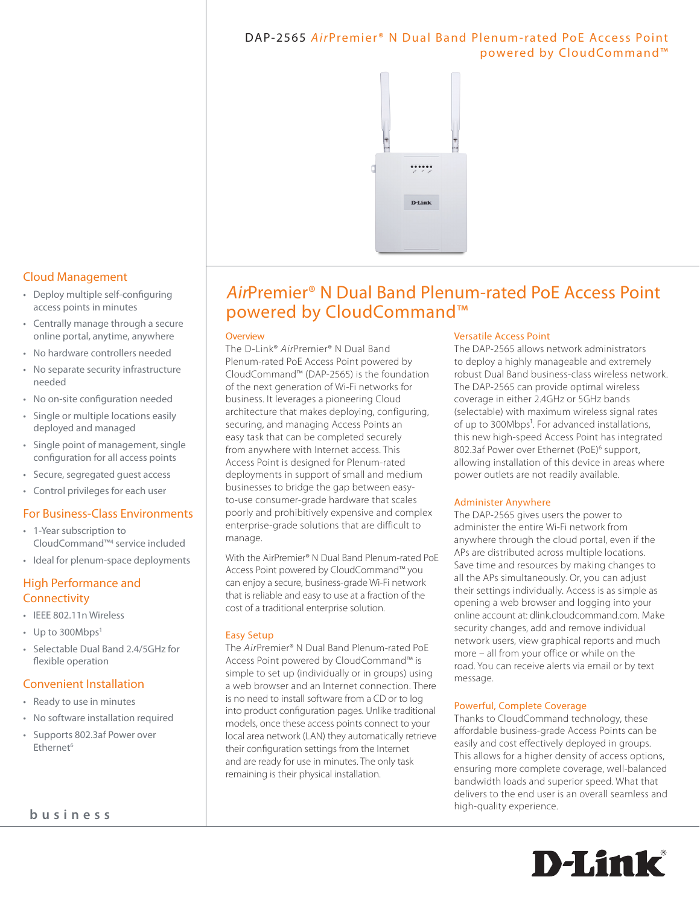# DAP-2565 *Air*Premier® N Dual Band Plenum-rated PoE Access Point powered by CloudCommand™

## Cloud Management

- Deploy multiple self-configuring access points in minutes
- Centrally manage through a secure online portal, anytime, anywhere
- No hardware controllers needed
- No separate security infrastructure needed
- No on-site configuration needed
- Single or multiple locations easily deployed and managed
- Single point of management, single configuration for all access points
- Secure, segregated guest access
- Control privileges for each user

## For Business-Class Environments

- 1-Year subscription to CloudCommand™[4] service included
- Ideal for plenum-space deployments

## High Performance and Connectivity

- IEEE 802.11n Wireless
- Up to 300Mbps[1]
- Selectable Dual Band 2.4/5GHz for flexible operation

## Convenient Installation

- Ready to use in minutes
- No software installation required
- Supports 802.3af Power over Ethernet[6]

business

# *Air*Premier® N Dual Band Plenum-rated PoE Access Point powered by CloudCommand™

### Overview

The D-Link® *Air*Premier® N Dual Band Plenum-rated PoE Access Point powered by CloudCommand™ (DAP-2565) is the foundation of the next generation of Wi-Fi networks for business. It leverages a pioneering Cloud architecture that makes deploying, configuring, securing, and managing Access Points an easy task that can be completed securely from anywhere with Internet access. This Access Point is designed for Plenum-rated deployments in support of small and medium businesses to bridge the gap between easy-to-use consumer-grade hardware that scales poorly and prohibitively expensive and complex enterprise-grade solutions that are difficult to manage.

With the AirPremier® N Dual Band Plenum-rated PoE Access Point powered by CloudCommand™ you can enjoy a secure, business-grade Wi-Fi network that is reliable and easy to use at a fraction of the cost of a traditional enterprise solution.

### Easy Setup

The *Air*Premier® N Dual Band Plenum-rated PoE Access Point powered by CloudCommand™ is simple to set up (individually or in groups) using a web browser and an Internet connection. There is no need to install software from a CD or to log into product configuration pages. Unlike traditional models, once these access points connect to your local area network (LAN) they automatically retrieve their configuration settings from the Internet and are ready for use in minutes. The only task remaining is their physical installation.

### Versatile Access Point

The DAP-2565 allows network administrators to deploy a highly manageable and extremely robust Dual Band business-class wireless network. The DAP-2565 can provide optimal wireless coverage in either 2.4GHz or 5GHz bands (selectable) with maximum wireless signal rates of up to 300Mbps[1]. For advanced installations, this new high-speed Access Point has integrated 802.3af Power over Ethernet (PoE)[6] support, allowing installation of this device in areas where power outlets are not readily available.

### Administer Anywhere

The DAP-2565 gives users the power to administer the entire Wi-Fi network from anywhere through the cloud portal, even if the APs are distributed across multiple locations. Save time and resources by making changes to all the APs simultaneously. Or, you can adjust their settings individually. Access is as simple as opening a web browser and logging into your online account at: dlink.cloudcommand.com. Make security changes, add and remove individual network users, view graphical reports and much more – all from your office or while on the road. You can receive alerts via email or by text message.

### Powerful, Complete Coverage

Thanks to CloudCommand technology, these affordable business-grade Access Points can be easily and cost effectively deployed in groups. This allows for a higher density of access options, ensuring more complete coverage, well-balanced bandwidth loads and superior speed. What that delivers to the end user is an overall seamless and high-quality experience.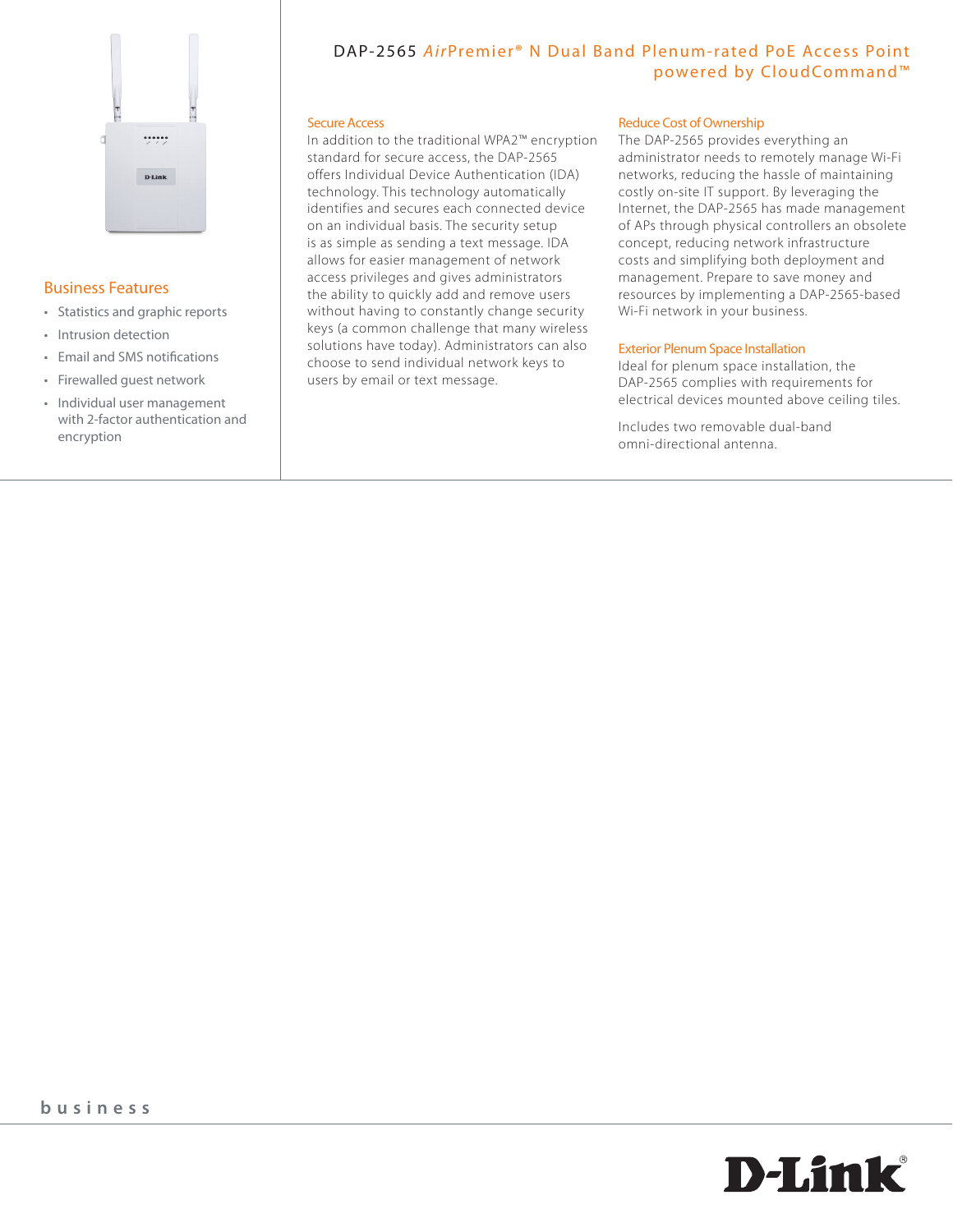# DAP-2565 *Air*Premier® N Dual Band Plenum-rated PoE Access Point powered by CloudCommand™

## Business Features

- Statistics and graphic reports
- Intrusion detection
- Email and SMS notifications
- Firewalled guest network
- Individual user management with 2-factor authentication and encryption

### Secure Access

In addition to the traditional WPA2™ encryption standard for secure access, the DAP-2565 offers Individual Device Authentication (IDA) technology. This technology automatically identifies and secures each connected device on an individual basis. The security setup is as simple as sending a text message. IDA allows for easier management of network access privileges and gives administrators the ability to quickly add and remove users without having to constantly change security keys (a common challenge that many wireless solutions have today). Administrators can also choose to send individual network keys to users by email or text message.

### Reduce Cost of Ownership

The DAP-2565 provides everything an administrator needs to remotely manage Wi-Fi networks, reducing the hassle of maintaining costly on-site IT support. By leveraging the Internet, the DAP-2565 has made management of APs through physical controllers an obsolete concept, reducing network infrastructure costs and simplifying both deployment and management. Prepare to save money and resources by implementing a DAP-2565-based Wi-Fi network in your business.

### Exterior Plenum Space Installation

Ideal for plenum space installation, the DAP-2565 complies with requirements for electrical devices mounted above ceiling tiles.

Includes two removable dual-band omni-directional antenna.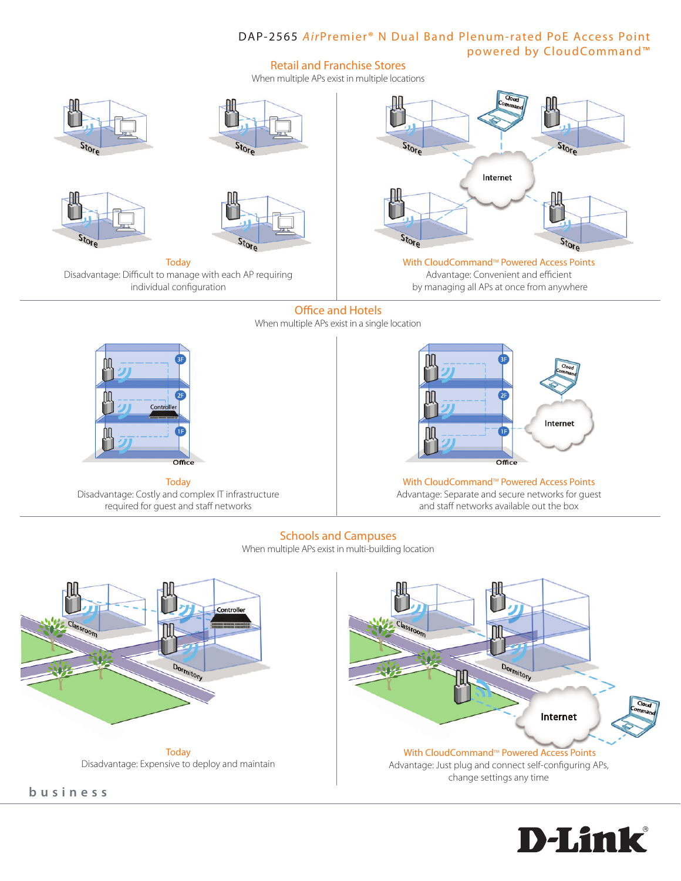# DAP-2565 *AirPremier®* N Dual Band Plenum-rated PoE Access Point powered by CloudCommand™

## Retail and Franchise Stores

When multiple APs exist in multiple locations

**Today**

Disadvantage: Difficult to manage with each AP requiring individual configuration

**With CloudCommand™ Powered Access Points**

Advantage: Convenient and efficient by managing all APs at once from anywhere

## Office and Hotels

When multiple APs exist in a single location

**Today**

Disadvantage: Costly and complex IT infrastructure required for guest and staff networks

**With CloudCommand™ Powered Access Points**

Advantage: Separate and secure networks for guest and staff networks available out the box

## Schools and Campuses

When multiple APs exist in multi-building location

**Today**

Disadvantage: Expensive to deploy and maintain

**With CloudCommand™ Powered Access Points**

Advantage: Just plug and connect self-configuring APs, change settings any time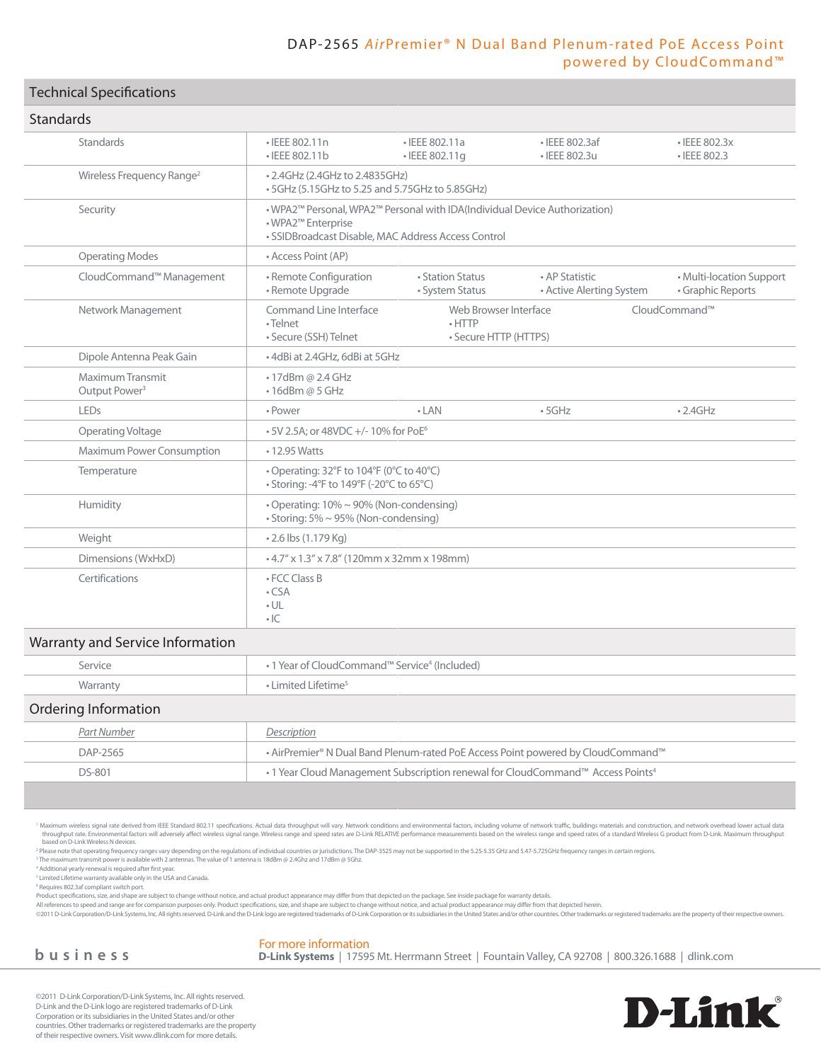DAP-2565 *Air*Premier® N Dual Band Plenum-rated PoE Access Point powered by CloudCommand™

# Technical Specifications

## Standards

| | | | | |
|---|---|---|---|---|
| Standards | • IEEE 802.11n<br>• IEEE 802.11b | • IEEE 802.11a<br>• IEEE 802.11g | • IEEE 802.3af<br>• IEEE 802.3u | • IEEE 802.3x<br>• IEEE 802.3 |
| Wireless Frequency Range[2] | • 2.4GHz (2.4GHz to 2.4835GHz)<br>• 5GHz (5.15GHz to 5.25 and 5.75GHz to 5.85GHz) | | | |
| Security | • WPA2™ Personal, WPA2™ Personal with IDA(Individual Device Authorization)<br>• WPA2™ Enterprise<br>• SSIDBroadcast Disable, MAC Address Access Control | | | |
| Operating Modes | • Access Point (AP) | | | |
| CloudCommand™ Management | • Remote Configuration<br>• Remote Upgrade | • Station Status<br>• System Status | • AP Statistic<br>• Active Alerting System | • Multi-location Support<br>• Graphic Reports |
| Network Management | Command Line Interface<br>• Telnet<br>• Secure (SSH) Telnet | Web Browser Interface<br>• HTTP<br>• Secure HTTP (HTTPS) | CloudCommand™ | |
| Dipole Antenna Peak Gain | • 4dBi at 2.4GHz, 6dBi at 5GHz | | | |
| Maximum Transmit Output Power[3] | • 17dBm @ 2.4 GHz<br>• 16dBm @ 5 GHz | | | |
| LEDs | • Power | • LAN | • 5GHz | • 2.4GHz |
| Operating Voltage | • 5V 2.5A; or 48VDC +/- 10% for PoE[6] | | | |
| Maximum Power Consumption | • 12.95 Watts | | | |
| Temperature | • Operating: 32°F to 104°F (0°C to 40°C)<br>• Storing: -4°F to 149°F (-20°C to 65°C) | | | |
| Humidity | • Operating: 10% ~ 90% (Non-condensing)<br>• Storing: 5% ~ 95% (Non-condensing) | | | |
| Weight | • 2.6 lbs (1.179 Kg) | | | |
| Dimensions (WxHxD) | • 4.7" x 1.3" x 7.8" (120mm x 32mm x 198mm) | | | |
| Certifications | • FCC Class B<br>• CSA<br>• UL<br>• IC | | | |

## Warranty and Service Information

| | |
|---|---|
| Service | • 1 Year of CloudCommand™ Service[4] (Included) |
| Warranty | • Limited Lifetime[5] |

## Ordering Information

| *Part Number* | *Description* |
|---|---|
| DAP-2565 | • AirPremier® N Dual Band Plenum-rated PoE Access Point powered by CloudCommand™ |
| DS-801 | • 1 Year Cloud Management Subscription renewal for CloudCommand™ Access Points[4] |

[1] Maximum wireless signal rate derived from IEEE Standard 802.11 specifications. Actual data throughput will vary. Network conditions and environmental factors, including volume of network traffic, buildings materials and construction, and network overhead lower actual data throughput rate. Environmental factors will adversely affect wireless signal range. Wireless range and speed rates are D-Link RELATIVE performance measurements based on the wireless range and speed rates of a standard Wireless G product from D-Link. Maximum throughput based on D-Link Wireless N devices.
[2] Please note that operating frequency ranges vary depending on the regulations of individual countries or jurisdictions. The DAP-3525 may not be supported in the 5.25-5.35 GHz and 5.47-5.725GHz frequency ranges in certain regions.
[3] The maximum transmit power is available with 2 antennas. The value of 1 antenna is 18dBm @ 2.4Ghz and 17dBm @ 5Ghz.
[4] Additional yearly renewal is required after first year.
[5] Limited Lifetime warranty available only in the USA and Canada.
[6] Requires 802.3af compliant switch port.
Product specifications, size, and shape are subject to change without notice, and actual product appearance may differ from that depicted on the package. See inside package for warranty details.
All references to speed and range are for comparison purposes only. Product specifications, size, and shape are subject to change without notice, and actual product appearance may differ from that depicted herein.
©2011 D-Link Corporation/D-Link Systems, Inc. All rights reserved. D-Link and the D-Link logo are registered trademarks of D-Link Corporation or its subsidiaries in the United States and/or other countries. Other trademarks or registered trademarks are the property of their respective owners.

business

For more information
**D-Link Systems** | 17595 Mt. Herrmann Street | Fountain Valley, CA 92708 | 800.326.1688 | dlink.com

©2011 D-Link Corporation/D-Link Systems, Inc. All rights reserved. D-Link and the D-Link logo are registered trademarks of D-Link Corporation or its subsidiaries in the United States and/or other countries. Other trademarks or registered trademarks are the property of their respective owners. Visit www.dlink.com for more details.

D-Link®